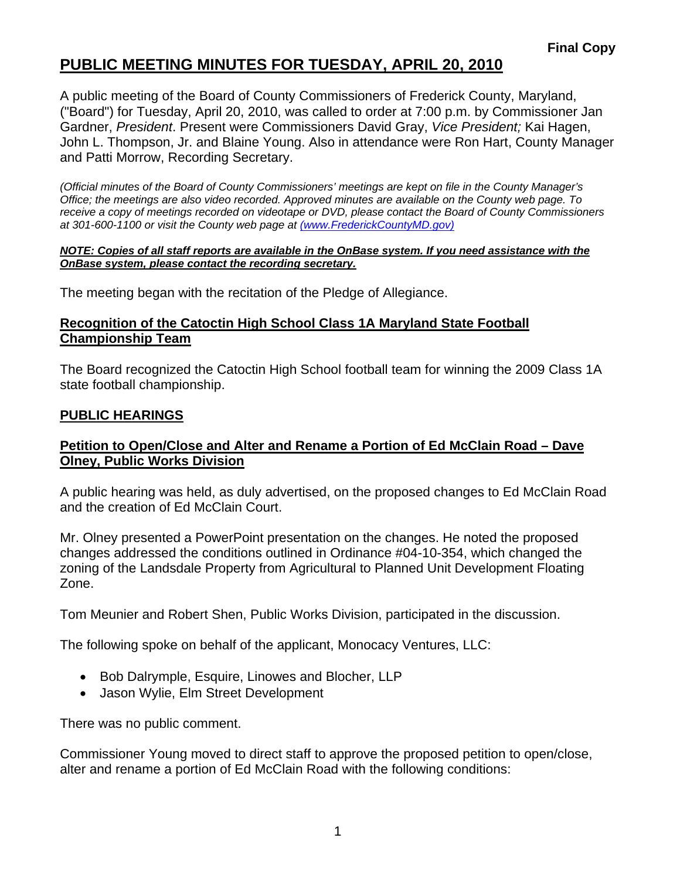**Final Copy**

# PUBLIC MEETING MINUTES FOR TUESDAY, APRIL 20, 2010

A public meeting of the Board of County Commissioners of Frederick County, Maryland, ("Board") for Tuesday, April 20, 2010, was called to order at 7:00 p.m. by Commissioner Jan Gardner, *President*. Present were Commissioners David Gray, *Vice President;* Kai Hagen, John L. Thompson, Jr. and Blaine Young. Also in attendance were Ron Hart, County Manager and Patti Morrow, Recording Secretary.

*(Official minutes of the Board of County Commissioners' meetings are kept on file in the County Manager's Office; the meetings are also video recorded. Approved minutes are available on the County web page. To receive a copy of meetings recorded on videotape or DVD, please contact the Board of County Commissioners at 301-600-1100 or visit the County web page at (www.FrederickCountyMD.gov))*

***NOTE: Copies of all staff reports are available in the OnBase system. If you need assistance with the OnBase system, please contact the recording secretary.***

The meeting began with the recitation of the Pledge of Allegiance.

## Recognition of the Catoctin High School Class 1A Maryland State Football Championship Team

The Board recognized the Catoctin High School football team for winning the 2009 Class 1A state football championship.

## PUBLIC HEARINGS

### Petition to Open/Close and Alter and Rename a Portion of Ed McClain Road – Dave Olney, Public Works Division

A public hearing was held, as duly advertised, on the proposed changes to Ed McClain Road and the creation of Ed McClain Court.

Mr. Olney presented a PowerPoint presentation on the changes. He noted the proposed changes addressed the conditions outlined in Ordinance #04-10-354, which changed the zoning of the Landsdale Property from Agricultural to Planned Unit Development Floating Zone.

Tom Meunier and Robert Shen, Public Works Division, participated in the discussion.

The following spoke on behalf of the applicant, Monocacy Ventures, LLC:

- Bob Dalrymple, Esquire, Linowes and Blocher, LLP
- Jason Wylie, Elm Street Development

There was no public comment.

Commissioner Young moved to direct staff to approve the proposed petition to open/close, alter and rename a portion of Ed McClain Road with the following conditions: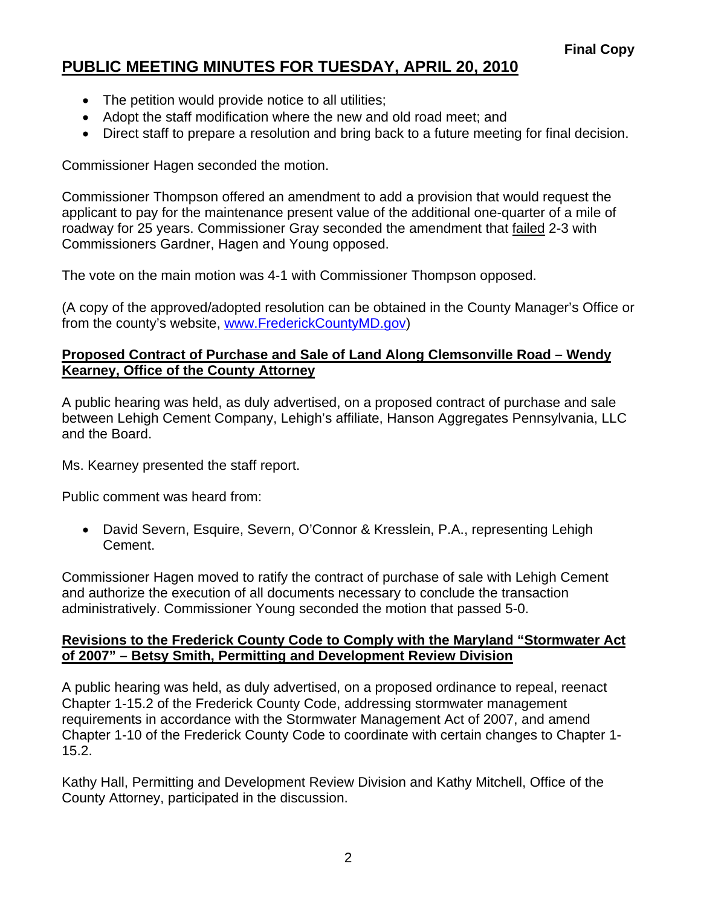**Final Copy**

# PUBLIC MEETING MINUTES FOR TUESDAY, APRIL 20, 2010

- The petition would provide notice to all utilities;
- Adopt the staff modification where the new and old road meet; and
- Direct staff to prepare a resolution and bring back to a future meeting for final decision.

Commissioner Hagen seconded the motion.

Commissioner Thompson offered an amendment to add a provision that would request the applicant to pay for the maintenance present value of the additional one-quarter of a mile of roadway for 25 years. Commissioner Gray seconded the amendment that failed 2-3 with Commissioners Gardner, Hagen and Young opposed.

The vote on the main motion was 4-1 with Commissioner Thompson opposed.

(A copy of the approved/adopted resolution can be obtained in the County Manager's Office or from the county's website, www.FrederickCountyMD.gov)

**Proposed Contract of Purchase and Sale of Land Along Clemsonville Road – Wendy Kearney, Office of the County Attorney**

A public hearing was held, as duly advertised, on a proposed contract of purchase and sale between Lehigh Cement Company, Lehigh's affiliate, Hanson Aggregates Pennsylvania, LLC and the Board.

Ms. Kearney presented the staff report.

Public comment was heard from:

- David Severn, Esquire, Severn, O'Connor & Kresslein, P.A., representing Lehigh Cement.

Commissioner Hagen moved to ratify the contract of purchase of sale with Lehigh Cement and authorize the execution of all documents necessary to conclude the transaction administratively. Commissioner Young seconded the motion that passed 5-0.

**Revisions to the Frederick County Code to Comply with the Maryland "Stormwater Act of 2007" – Betsy Smith, Permitting and Development Review Division**

A public hearing was held, as duly advertised, on a proposed ordinance to repeal, reenact Chapter 1-15.2 of the Frederick County Code, addressing stormwater management requirements in accordance with the Stormwater Management Act of 2007, and amend Chapter 1-10 of the Frederick County Code to coordinate with certain changes to Chapter 1-15.2.

Kathy Hall, Permitting and Development Review Division and Kathy Mitchell, Office of the County Attorney, participated in the discussion.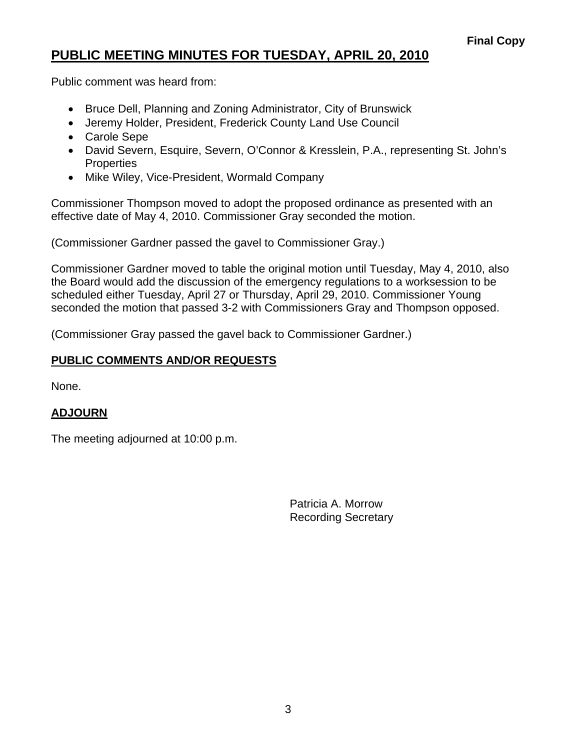**Final Copy**

# PUBLIC MEETING MINUTES FOR TUESDAY, APRIL 20, 2010

Public comment was heard from:

- Bruce Dell, Planning and Zoning Administrator, City of Brunswick
- Jeremy Holder, President, Frederick County Land Use Council
- Carole Sepe
- David Severn, Esquire, Severn, O'Connor & Kresslein, P.A., representing St. John's Properties
- Mike Wiley, Vice-President, Wormald Company

Commissioner Thompson moved to adopt the proposed ordinance as presented with an effective date of May 4, 2010. Commissioner Gray seconded the motion.

(Commissioner Gardner passed the gavel to Commissioner Gray.)

Commissioner Gardner moved to table the original motion until Tuesday, May 4, 2010, also the Board would add the discussion of the emergency regulations to a worksession to be scheduled either Tuesday, April 27 or Thursday, April 29, 2010. Commissioner Young seconded the motion that passed 3-2 with Commissioners Gray and Thompson opposed.

(Commissioner Gray passed the gavel back to Commissioner Gardner.)

## PUBLIC COMMENTS AND/OR REQUESTS

None.

## ADJOURN

The meeting adjourned at 10:00 p.m.

Patricia A. Morrow
Recording Secretary